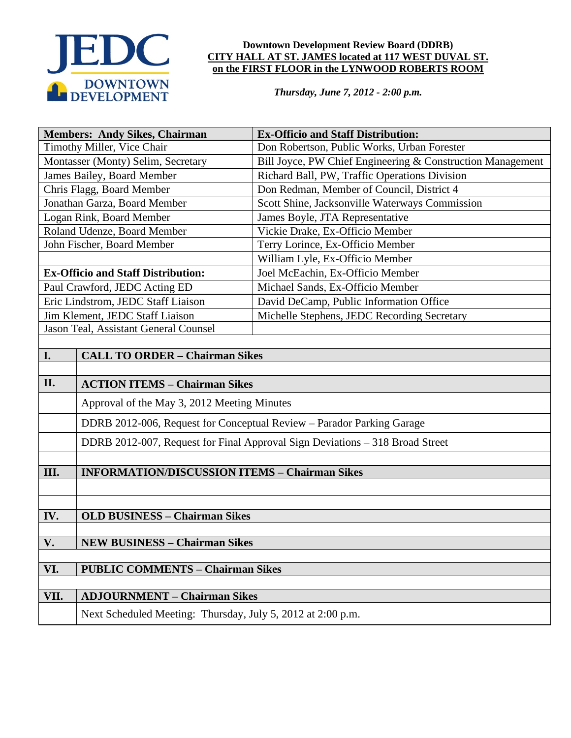JEDC DOWNTOWN DEVELOPMENT

**Downtown Development Review Board (DDRB)**
**CITY HALL AT ST. JAMES located at 117 WEST DUVAL ST.**
**on the FIRST FLOOR in the LYNWOOD ROBERTS ROOM**

***Thursday, June 7, 2012 - 2:00 p.m.***

| **Members: Andy Sikes, Chairman** | **Ex-Officio and Staff Distribution:** |
|---|---|
| Timothy Miller, Vice Chair | Don Robertson, Public Works, Urban Forester |
| Montasser (Monty) Selim, Secretary | Bill Joyce, PW Chief Engineering & Construction Management |
| James Bailey, Board Member | Richard Ball, PW, Traffic Operations Division |
| Chris Flagg, Board Member | Don Redman, Member of Council, District 4 |
| Jonathan Garza, Board Member | Scott Shine, Jacksonville Waterways Commission |
| Logan Rink, Board Member | James Boyle, JTA Representative |
| Roland Udenze, Board Member | Vickie Drake, Ex-Officio Member |
| John Fischer, Board Member | Terry Lorince, Ex-Officio Member |
| | William Lyle, Ex-Officio Member |
| **Ex-Officio and Staff Distribution:** | Joel McEachin, Ex-Officio Member |
| Paul Crawford, JEDC Acting ED | Michael Sands, Ex-Officio Member |
| Eric Lindstrom, JEDC Staff Liaison | David DeCamp, Public Information Office |
| Jim Klement, JEDC Staff Liaison | Michelle Stephens, JEDC Recording Secretary |
| Jason Teal, Assistant General Counsel | |

| | |
|---|---|
| **I.** | **CALL TO ORDER – Chairman Sikes** |
| | |
| **II.** | **ACTION ITEMS – Chairman Sikes** |
| | Approval of the May 3, 2012 Meeting Minutes |
| | DDRB 2012-006, Request for Conceptual Review – Parador Parking Garage |
| | DDRB 2012-007, Request for Final Approval Sign Deviations – 318 Broad Street |
| | |
| **III.** | **INFORMATION/DISCUSSION ITEMS – Chairman Sikes** |
| | |
| | |
| **IV.** | **OLD BUSINESS – Chairman Sikes** |
| | |
| **V.** | **NEW BUSINESS – Chairman Sikes** |
| | |
| **VI.** | **PUBLIC COMMENTS – Chairman Sikes** |
| | |
| **VII.** | **ADJOURNMENT – Chairman Sikes** |
| | Next Scheduled Meeting: Thursday, July 5, 2012 at 2:00 p.m. |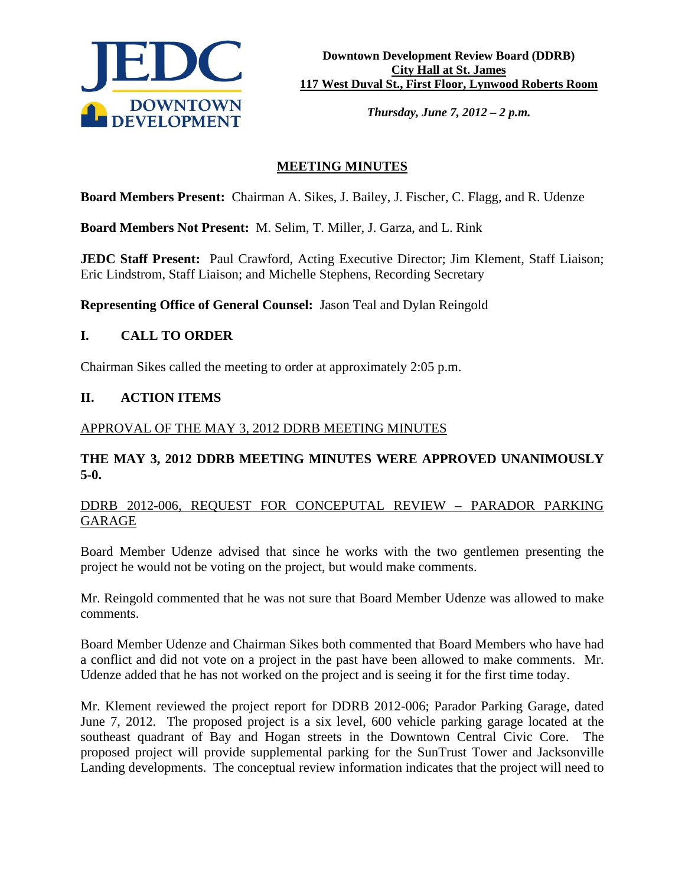**Downtown Development Review Board (DDRB)**
**City Hall at St. James**
**117 West Duval St., First Floor, Lynwood Roberts Room**

***Thursday, June 7, 2012 – 2 p.m.***

## MEETING MINUTES

**Board Members Present:** Chairman A. Sikes, J. Bailey, J. Fischer, C. Flagg, and R. Udenze

**Board Members Not Present:** M. Selim, T. Miller, J. Garza, and L. Rink

**JEDC Staff Present:** Paul Crawford, Acting Executive Director; Jim Klement, Staff Liaison; Eric Lindstrom, Staff Liaison; and Michelle Stephens, Recording Secretary

**Representing Office of General Counsel:** Jason Teal and Dylan Reingold

## I. CALL TO ORDER

Chairman Sikes called the meeting to order at approximately 2:05 p.m.

## II. ACTION ITEMS

APPROVAL OF THE MAY 3, 2012 DDRB MEETING MINUTES

**THE MAY 3, 2012 DDRB MEETING MINUTES WERE APPROVED UNANIMOUSLY 5-0.**

DDRB 2012-006, REQUEST FOR CONCEPTUAL REVIEW – PARADOR PARKING GARAGE

Board Member Udenze advised that since he works with the two gentlemen presenting the project he would not be voting on the project, but would make comments.

Mr. Reingold commented that he was not sure that Board Member Udenze was allowed to make comments.

Board Member Udenze and Chairman Sikes both commented that Board Members who have had a conflict and did not vote on a project in the past have been allowed to make comments. Mr. Udenze added that he has not worked on the project and is seeing it for the first time today.

Mr. Klement reviewed the project report for DDRB 2012-006; Parador Parking Garage, dated June 7, 2012. The proposed project is a six level, 600 vehicle parking garage located at the southeast quadrant of Bay and Hogan streets in the Downtown Central Civic Core. The proposed project will provide supplemental parking for the SunTrust Tower and Jacksonville Landing developments. The conceptual review information indicates that the project will need to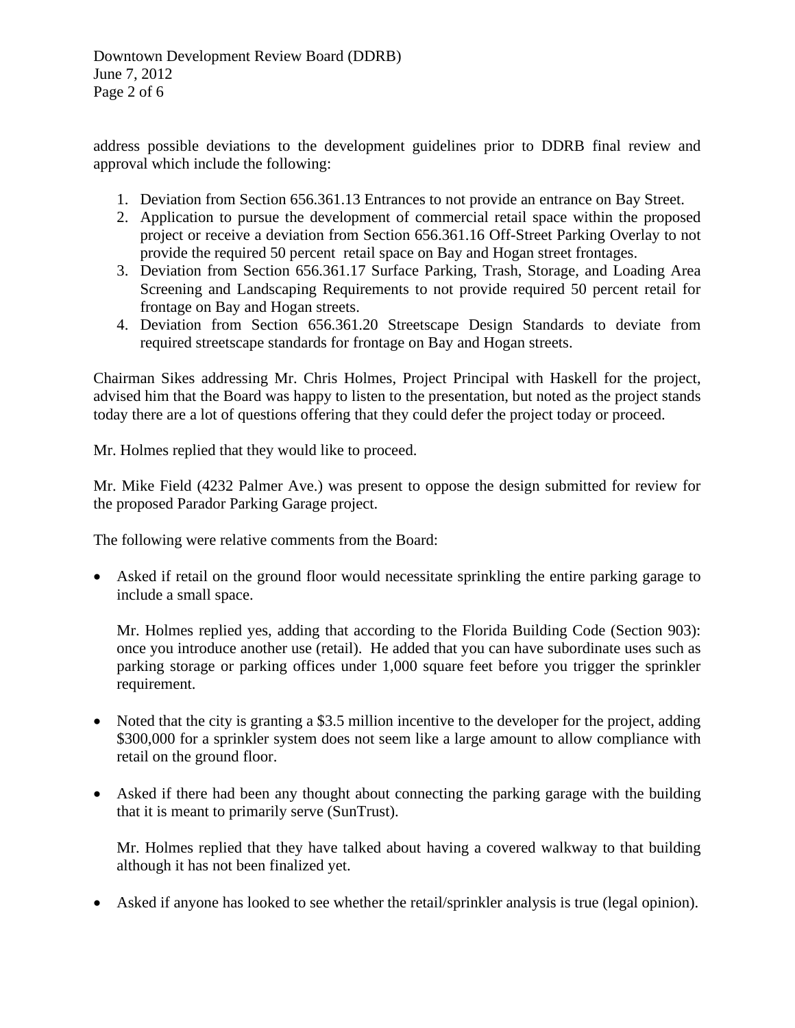address possible deviations to the development guidelines prior to DDRB final review and approval which include the following:

1. Deviation from Section 656.361.13 Entrances to not provide an entrance on Bay Street.
2. Application to pursue the development of commercial retail space within the proposed project or receive a deviation from Section 656.361.16 Off-Street Parking Overlay to not provide the required 50 percent retail space on Bay and Hogan street frontages.
3. Deviation from Section 656.361.17 Surface Parking, Trash, Storage, and Loading Area Screening and Landscaping Requirements to not provide required 50 percent retail for frontage on Bay and Hogan streets.
4. Deviation from Section 656.361.20 Streetscape Design Standards to deviate from required streetscape standards for frontage on Bay and Hogan streets.

Chairman Sikes addressing Mr. Chris Holmes, Project Principal with Haskell for the project, advised him that the Board was happy to listen to the presentation, but noted as the project stands today there are a lot of questions offering that they could defer the project today or proceed.

Mr. Holmes replied that they would like to proceed.

Mr. Mike Field (4232 Palmer Ave.) was present to oppose the design submitted for review for the proposed Parador Parking Garage project.

The following were relative comments from the Board:

- Asked if retail on the ground floor would necessitate sprinkling the entire parking garage to include a small space.

  Mr. Holmes replied yes, adding that according to the Florida Building Code (Section 903): once you introduce another use (retail). He added that you can have subordinate uses such as parking storage or parking offices under 1,000 square feet before you trigger the sprinkler requirement.

- Noted that the city is granting a $3.5 million incentive to the developer for the project, adding $300,000 for a sprinkler system does not seem like a large amount to allow compliance with retail on the ground floor.

- Asked if there had been any thought about connecting the parking garage with the building that it is meant to primarily serve (SunTrust).

  Mr. Holmes replied that they have talked about having a covered walkway to that building although it has not been finalized yet.

- Asked if anyone has looked to see whether the retail/sprinkler analysis is true (legal opinion).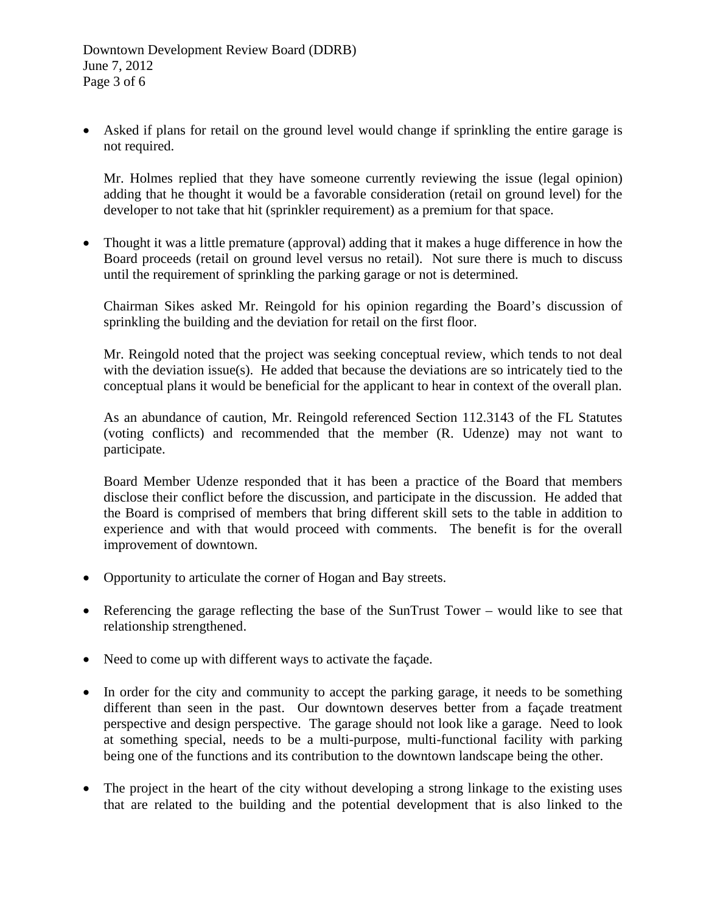- Asked if plans for retail on the ground level would change if sprinkling the entire garage is not required.

  Mr. Holmes replied that they have someone currently reviewing the issue (legal opinion) adding that he thought it would be a favorable consideration (retail on ground level) for the developer to not take that hit (sprinkler requirement) as a premium for that space.

- Thought it was a little premature (approval) adding that it makes a huge difference in how the Board proceeds (retail on ground level versus no retail). Not sure there is much to discuss until the requirement of sprinkling the parking garage or not is determined.

  Chairman Sikes asked Mr. Reingold for his opinion regarding the Board's discussion of sprinkling the building and the deviation for retail on the first floor.

  Mr. Reingold noted that the project was seeking conceptual review, which tends to not deal with the deviation issue(s). He added that because the deviations are so intricately tied to the conceptual plans it would be beneficial for the applicant to hear in context of the overall plan.

  As an abundance of caution, Mr. Reingold referenced Section 112.3143 of the FL Statutes (voting conflicts) and recommended that the member (R. Udenze) may not want to participate.

  Board Member Udenze responded that it has been a practice of the Board that members disclose their conflict before the discussion, and participate in the discussion. He added that the Board is comprised of members that bring different skill sets to the table in addition to experience and with that would proceed with comments. The benefit is for the overall improvement of downtown.

- Opportunity to articulate the corner of Hogan and Bay streets.

- Referencing the garage reflecting the base of the SunTrust Tower – would like to see that relationship strengthened.

- Need to come up with different ways to activate the façade.

- In order for the city and community to accept the parking garage, it needs to be something different than seen in the past. Our downtown deserves better from a façade treatment perspective and design perspective. The garage should not look like a garage. Need to look at something special, needs to be a multi-purpose, multi-functional facility with parking being one of the functions and its contribution to the downtown landscape being the other.

- The project in the heart of the city without developing a strong linkage to the existing uses that are related to the building and the potential development that is also linked to the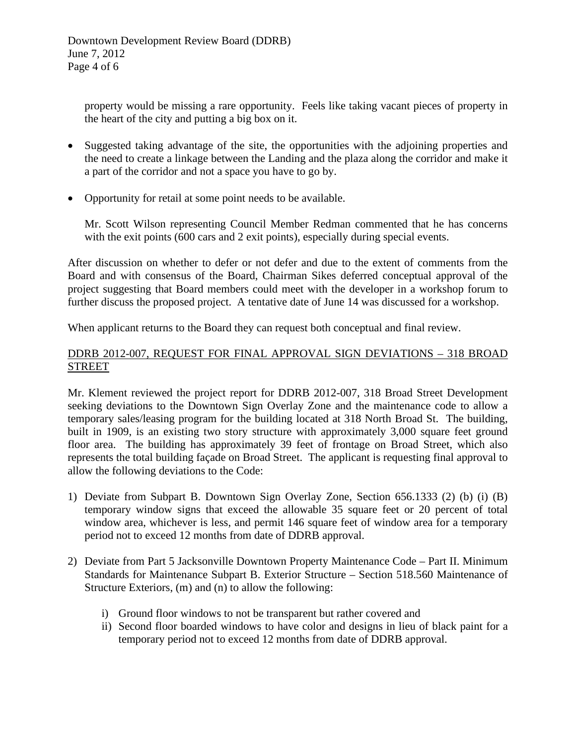property would be missing a rare opportunity. Feels like taking vacant pieces of property in the heart of the city and putting a big box on it.

- Suggested taking advantage of the site, the opportunities with the adjoining properties and the need to create a linkage between the Landing and the plaza along the corridor and make it a part of the corridor and not a space you have to go by.

- Opportunity for retail at some point needs to be available.

  Mr. Scott Wilson representing Council Member Redman commented that he has concerns with the exit points (600 cars and 2 exit points), especially during special events.

After discussion on whether to defer or not defer and due to the extent of comments from the Board and with consensus of the Board, Chairman Sikes deferred conceptual approval of the project suggesting that Board members could meet with the developer in a workshop forum to further discuss the proposed project. A tentative date of June 14 was discussed for a workshop.

When applicant returns to the Board they can request both conceptual and final review.

<u>DDRB 2012-007, REQUEST FOR FINAL APPROVAL SIGN DEVIATIONS – 318 BROAD STREET</u>

Mr. Klement reviewed the project report for DDRB 2012-007, 318 Broad Street Development seeking deviations to the Downtown Sign Overlay Zone and the maintenance code to allow a temporary sales/leasing program for the building located at 318 North Broad St. The building, built in 1909, is an existing two story structure with approximately 3,000 square feet ground floor area. The building has approximately 39 feet of frontage on Broad Street, which also represents the total building façade on Broad Street. The applicant is requesting final approval to allow the following deviations to the Code:

1) Deviate from Subpart B. Downtown Sign Overlay Zone, Section 656.1333 (2) (b) (i) (B) temporary window signs that exceed the allowable 35 square feet or 20 percent of total window area, whichever is less, and permit 146 square feet of window area for a temporary period not to exceed 12 months from date of DDRB approval.

2) Deviate from Part 5 Jacksonville Downtown Property Maintenance Code – Part II. Minimum Standards for Maintenance Subpart B. Exterior Structure – Section 518.560 Maintenance of Structure Exteriors, (m) and (n) to allow the following:

   i) Ground floor windows to not be transparent but rather covered and
   ii) Second floor boarded windows to have color and designs in lieu of black paint for a temporary period not to exceed 12 months from date of DDRB approval.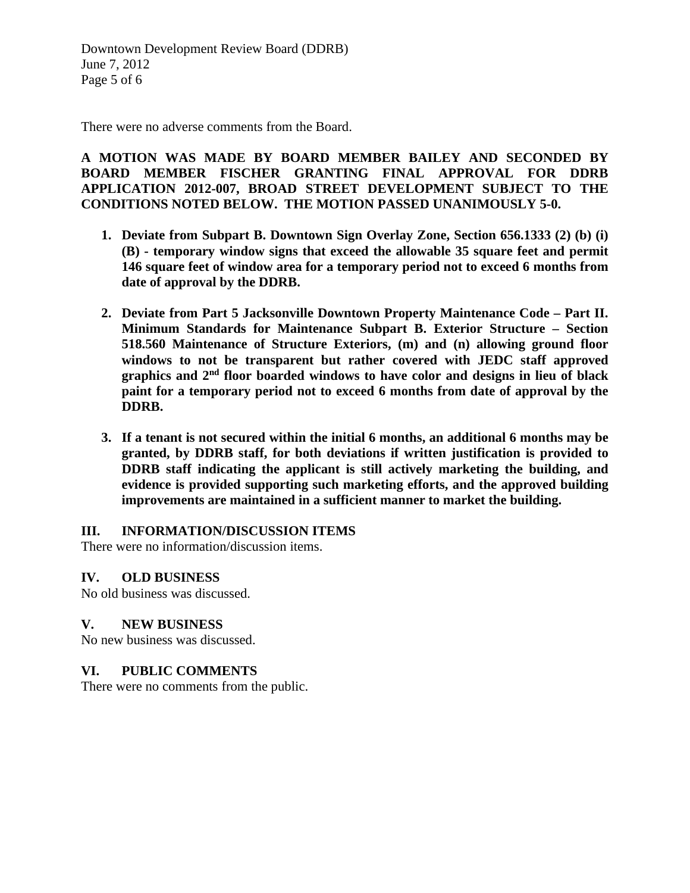There were no adverse comments from the Board.

**A MOTION WAS MADE BY BOARD MEMBER BAILEY AND SECONDED BY BOARD MEMBER FISCHER GRANTING FINAL APPROVAL FOR DDRB APPLICATION 2012-007, BROAD STREET DEVELOPMENT SUBJECT TO THE CONDITIONS NOTED BELOW. THE MOTION PASSED UNANIMOUSLY 5-0.**

1. **Deviate from Subpart B. Downtown Sign Overlay Zone, Section 656.1333 (2) (b) (i) (B) - temporary window signs that exceed the allowable 35 square feet and permit 146 square feet of window area for a temporary period not to exceed 6 months from date of approval by the DDRB.**

2. **Deviate from Part 5 Jacksonville Downtown Property Maintenance Code – Part II. Minimum Standards for Maintenance Subpart B. Exterior Structure – Section 518.560 Maintenance of Structure Exteriors, (m) and (n) allowing ground floor windows to not be transparent but rather covered with JEDC staff approved graphics and 2nd floor boarded windows to have color and designs in lieu of black paint for a temporary period not to exceed 6 months from date of approval by the DDRB.**

3. **If a tenant is not secured within the initial 6 months, an additional 6 months may be granted, by DDRB staff, for both deviations if written justification is provided to DDRB staff indicating the applicant is still actively marketing the building, and evidence is provided supporting such marketing efforts, and the approved building improvements are maintained in a sufficient manner to market the building.**

## III. INFORMATION/DISCUSSION ITEMS

There were no information/discussion items.

## IV. OLD BUSINESS

No old business was discussed.

## V. NEW BUSINESS

No new business was discussed.

## VI. PUBLIC COMMENTS

There were no comments from the public.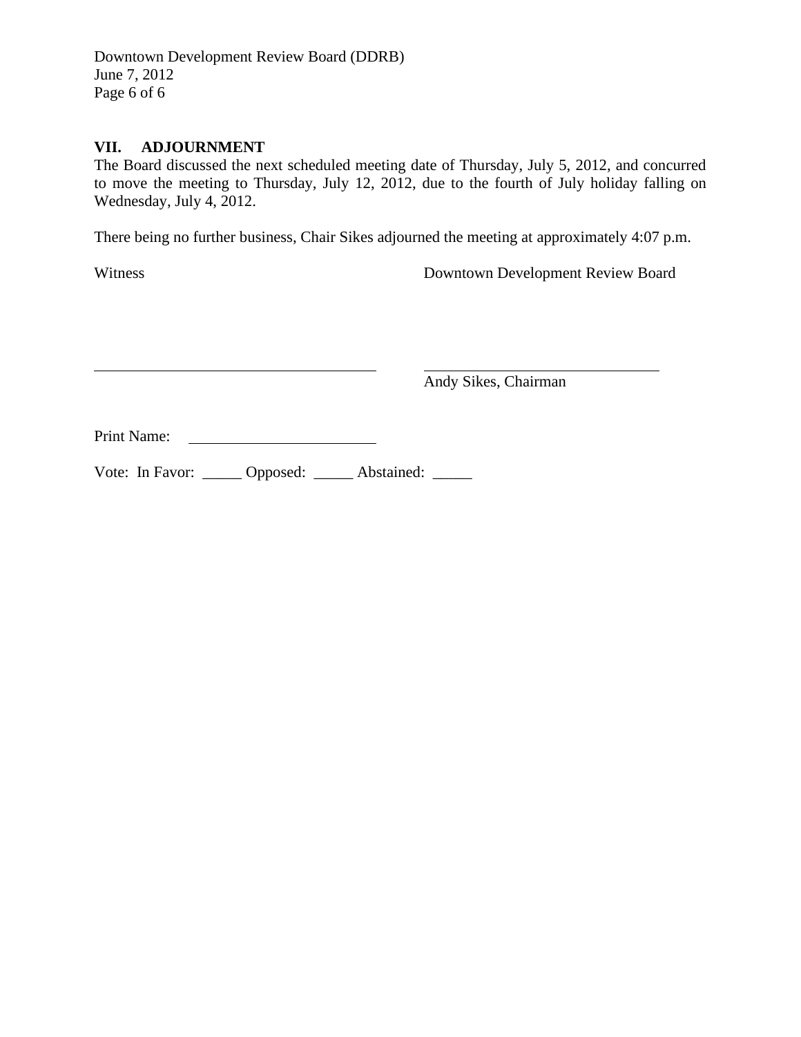## VII. ADJOURNMENT

The Board discussed the next scheduled meeting date of Thursday, July 5, 2012, and concurred to move the meeting to Thursday, July 12, 2012, due to the fourth of July holiday falling on Wednesday, July 4, 2012.

There being no further business, Chair Sikes adjourned the meeting at approximately 4:07 p.m.

Witness                                                    Downtown Development Review Board

_______________________________          _______________________________
                                                                     Andy Sikes, Chairman

Print Name: _______________________

Vote: In Favor: _____ Opposed: _____ Abstained: _____